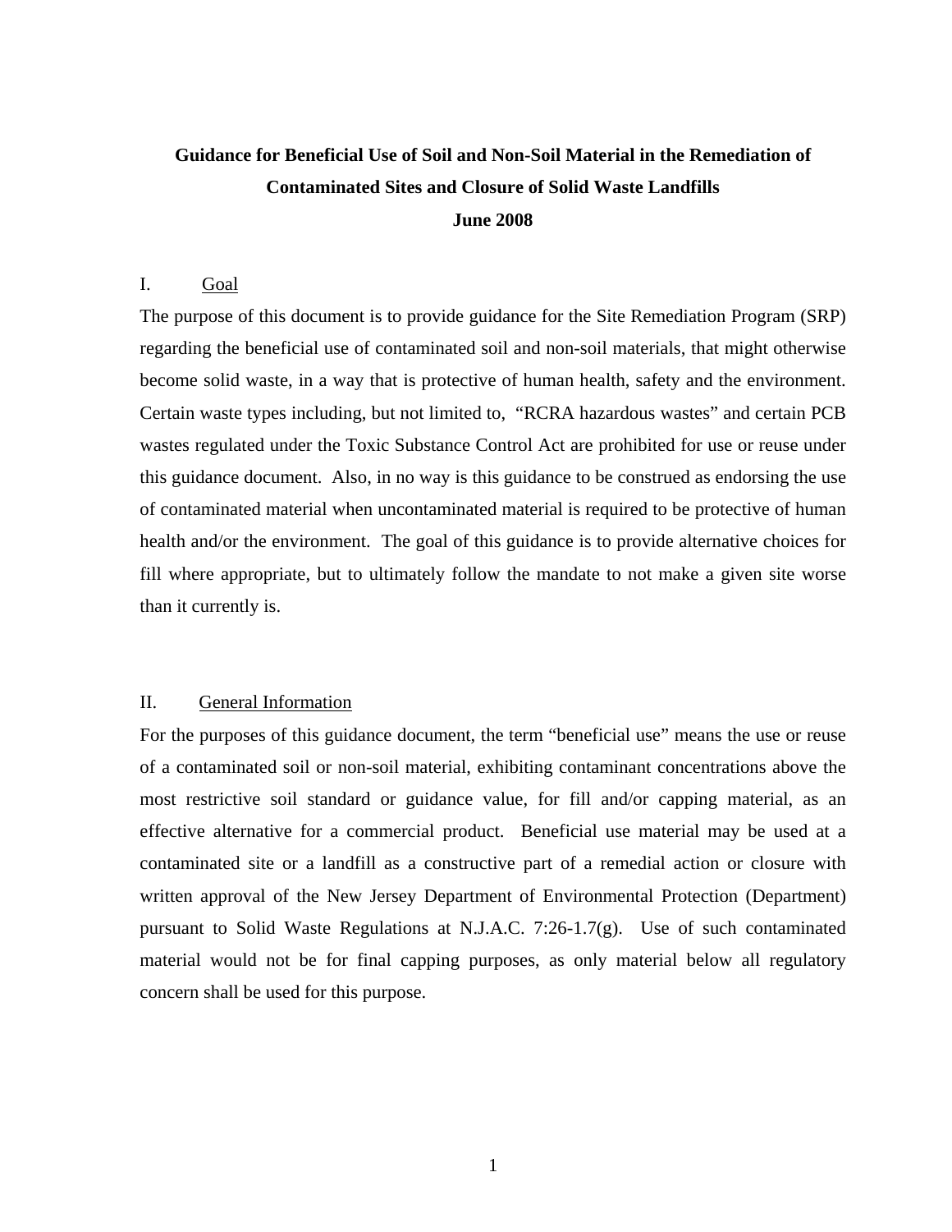# Guidance for Beneficial Use of Soil and Non-Soil Material in the Remediation of Contaminated Sites and Closure of Solid Waste Landfills

**June 2008**

## I. Goal

The purpose of this document is to provide guidance for the Site Remediation Program (SRP) regarding the beneficial use of contaminated soil and non-soil materials, that might otherwise become solid waste, in a way that is protective of human health, safety and the environment. Certain waste types including, but not limited to, "RCRA hazardous wastes" and certain PCB wastes regulated under the Toxic Substance Control Act are prohibited for use or reuse under this guidance document. Also, in no way is this guidance to be construed as endorsing the use of contaminated material when uncontaminated material is required to be protective of human health and/or the environment. The goal of this guidance is to provide alternative choices for fill where appropriate, but to ultimately follow the mandate to not make a given site worse than it currently is.

## II. General Information

For the purposes of this guidance document, the term "beneficial use" means the use or reuse of a contaminated soil or non-soil material, exhibiting contaminant concentrations above the most restrictive soil standard or guidance value, for fill and/or capping material, as an effective alternative for a commercial product. Beneficial use material may be used at a contaminated site or a landfill as a constructive part of a remedial action or closure with written approval of the New Jersey Department of Environmental Protection (Department) pursuant to Solid Waste Regulations at N.J.A.C. 7:26-1.7(g). Use of such contaminated material would not be for final capping purposes, as only material below all regulatory concern shall be used for this purpose.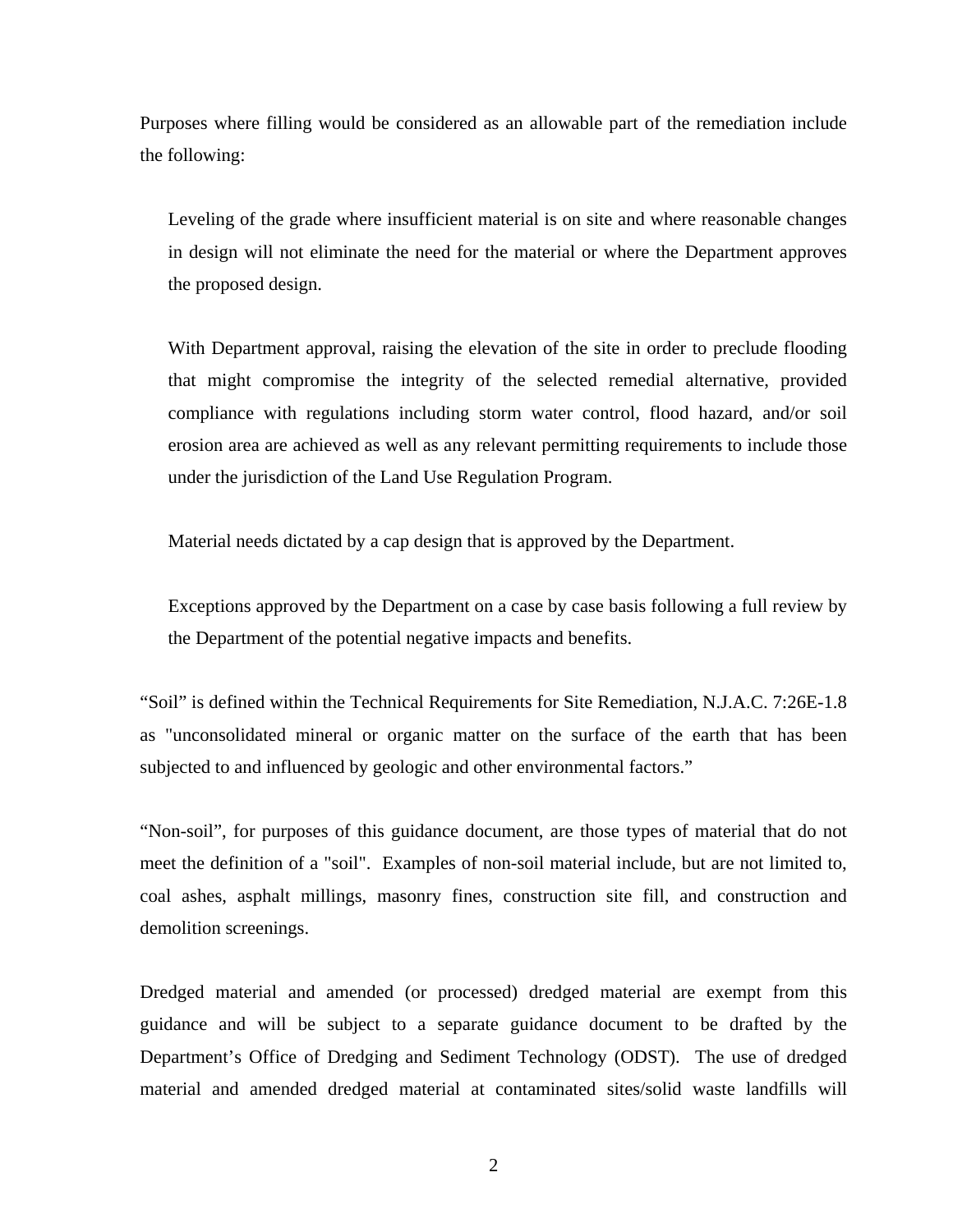Purposes where filling would be considered as an allowable part of the remediation include the following:

Leveling of the grade where insufficient material is on site and where reasonable changes in design will not eliminate the need for the material or where the Department approves the proposed design.

With Department approval, raising the elevation of the site in order to preclude flooding that might compromise the integrity of the selected remedial alternative, provided compliance with regulations including storm water control, flood hazard, and/or soil erosion area are achieved as well as any relevant permitting requirements to include those under the jurisdiction of the Land Use Regulation Program.

Material needs dictated by a cap design that is approved by the Department.

Exceptions approved by the Department on a case by case basis following a full review by the Department of the potential negative impacts and benefits.

"Soil" is defined within the Technical Requirements for Site Remediation, N.J.A.C. 7:26E-1.8 as "unconsolidated mineral or organic matter on the surface of the earth that has been subjected to and influenced by geologic and other environmental factors."

"Non-soil", for purposes of this guidance document, are those types of material that do not meet the definition of a "soil". Examples of non-soil material include, but are not limited to, coal ashes, asphalt millings, masonry fines, construction site fill, and construction and demolition screenings.

Dredged material and amended (or processed) dredged material are exempt from this guidance and will be subject to a separate guidance document to be drafted by the Department's Office of Dredging and Sediment Technology (ODST). The use of dredged material and amended dredged material at contaminated sites/solid waste landfills will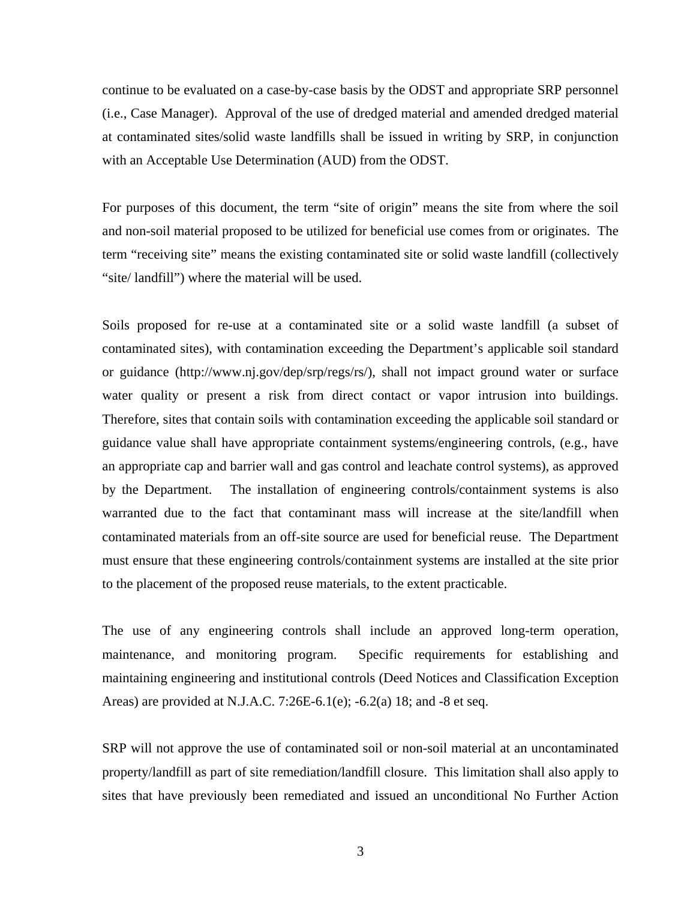continue to be evaluated on a case-by-case basis by the ODST and appropriate SRP personnel (i.e., Case Manager). Approval of the use of dredged material and amended dredged material at contaminated sites/solid waste landfills shall be issued in writing by SRP, in conjunction with an Acceptable Use Determination (AUD) from the ODST.

For purposes of this document, the term "site of origin" means the site from where the soil and non-soil material proposed to be utilized for beneficial use comes from or originates. The term "receiving site" means the existing contaminated site or solid waste landfill (collectively "site/ landfill") where the material will be used.

Soils proposed for re-use at a contaminated site or a solid waste landfill (a subset of contaminated sites), with contamination exceeding the Department's applicable soil standard or guidance (http://www.nj.gov/dep/srp/regs/rs/), shall not impact ground water or surface water quality or present a risk from direct contact or vapor intrusion into buildings. Therefore, sites that contain soils with contamination exceeding the applicable soil standard or guidance value shall have appropriate containment systems/engineering controls, (e.g., have an appropriate cap and barrier wall and gas control and leachate control systems), as approved by the Department. The installation of engineering controls/containment systems is also warranted due to the fact that contaminant mass will increase at the site/landfill when contaminated materials from an off-site source are used for beneficial reuse. The Department must ensure that these engineering controls/containment systems are installed at the site prior to the placement of the proposed reuse materials, to the extent practicable.

The use of any engineering controls shall include an approved long-term operation, maintenance, and monitoring program. Specific requirements for establishing and maintaining engineering and institutional controls (Deed Notices and Classification Exception Areas) are provided at N.J.A.C. 7:26E-6.1(e); -6.2(a) 18; and -8 et seq.

SRP will not approve the use of contaminated soil or non-soil material at an uncontaminated property/landfill as part of site remediation/landfill closure. This limitation shall also apply to sites that have previously been remediated and issued an unconditional No Further Action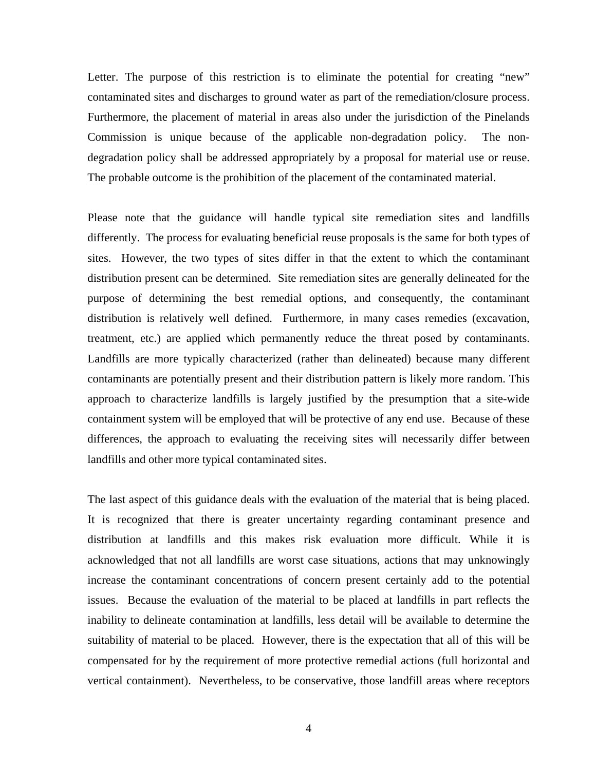Letter. The purpose of this restriction is to eliminate the potential for creating "new" contaminated sites and discharges to ground water as part of the remediation/closure process. Furthermore, the placement of material in areas also under the jurisdiction of the Pinelands Commission is unique because of the applicable non-degradation policy. The non-degradation policy shall be addressed appropriately by a proposal for material use or reuse. The probable outcome is the prohibition of the placement of the contaminated material.

Please note that the guidance will handle typical site remediation sites and landfills differently. The process for evaluating beneficial reuse proposals is the same for both types of sites. However, the two types of sites differ in that the extent to which the contaminant distribution present can be determined. Site remediation sites are generally delineated for the purpose of determining the best remedial options, and consequently, the contaminant distribution is relatively well defined. Furthermore, in many cases remedies (excavation, treatment, etc.) are applied which permanently reduce the threat posed by contaminants. Landfills are more typically characterized (rather than delineated) because many different contaminants are potentially present and their distribution pattern is likely more random. This approach to characterize landfills is largely justified by the presumption that a site-wide containment system will be employed that will be protective of any end use. Because of these differences, the approach to evaluating the receiving sites will necessarily differ between landfills and other more typical contaminated sites.

The last aspect of this guidance deals with the evaluation of the material that is being placed. It is recognized that there is greater uncertainty regarding contaminant presence and distribution at landfills and this makes risk evaluation more difficult. While it is acknowledged that not all landfills are worst case situations, actions that may unknowingly increase the contaminant concentrations of concern present certainly add to the potential issues. Because the evaluation of the material to be placed at landfills in part reflects the inability to delineate contamination at landfills, less detail will be available to determine the suitability of material to be placed. However, there is the expectation that all of this will be compensated for by the requirement of more protective remedial actions (full horizontal and vertical containment). Nevertheless, to be conservative, those landfill areas where receptors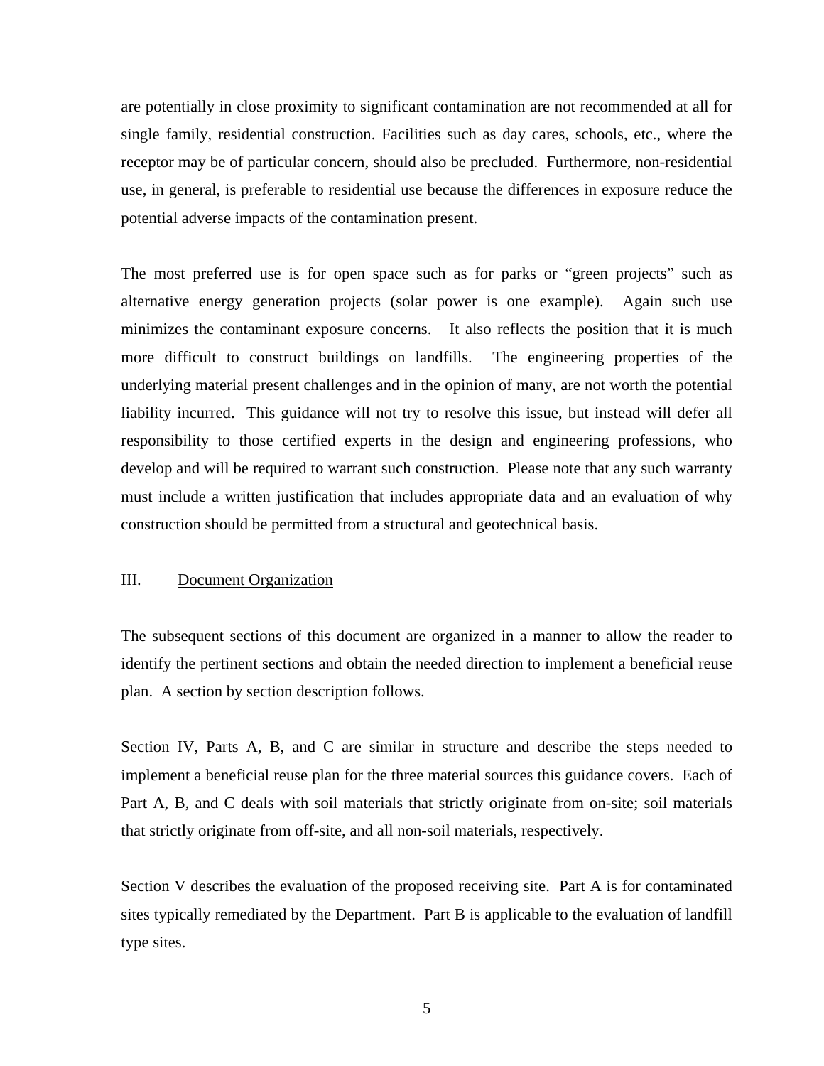are potentially in close proximity to significant contamination are not recommended at all for single family, residential construction. Facilities such as day cares, schools, etc., where the receptor may be of particular concern, should also be precluded. Furthermore, non-residential use, in general, is preferable to residential use because the differences in exposure reduce the potential adverse impacts of the contamination present.

The most preferred use is for open space such as for parks or "green projects" such as alternative energy generation projects (solar power is one example). Again such use minimizes the contaminant exposure concerns. It also reflects the position that it is much more difficult to construct buildings on landfills. The engineering properties of the underlying material present challenges and in the opinion of many, are not worth the potential liability incurred. This guidance will not try to resolve this issue, but instead will defer all responsibility to those certified experts in the design and engineering professions, who develop and will be required to warrant such construction. Please note that any such warranty must include a written justification that includes appropriate data and an evaluation of why construction should be permitted from a structural and geotechnical basis.

## III. Document Organization

The subsequent sections of this document are organized in a manner to allow the reader to identify the pertinent sections and obtain the needed direction to implement a beneficial reuse plan. A section by section description follows.

Section IV, Parts A, B, and C are similar in structure and describe the steps needed to implement a beneficial reuse plan for the three material sources this guidance covers. Each of Part A, B, and C deals with soil materials that strictly originate from on-site; soil materials that strictly originate from off-site, and all non-soil materials, respectively.

Section V describes the evaluation of the proposed receiving site. Part A is for contaminated sites typically remediated by the Department. Part B is applicable to the evaluation of landfill type sites.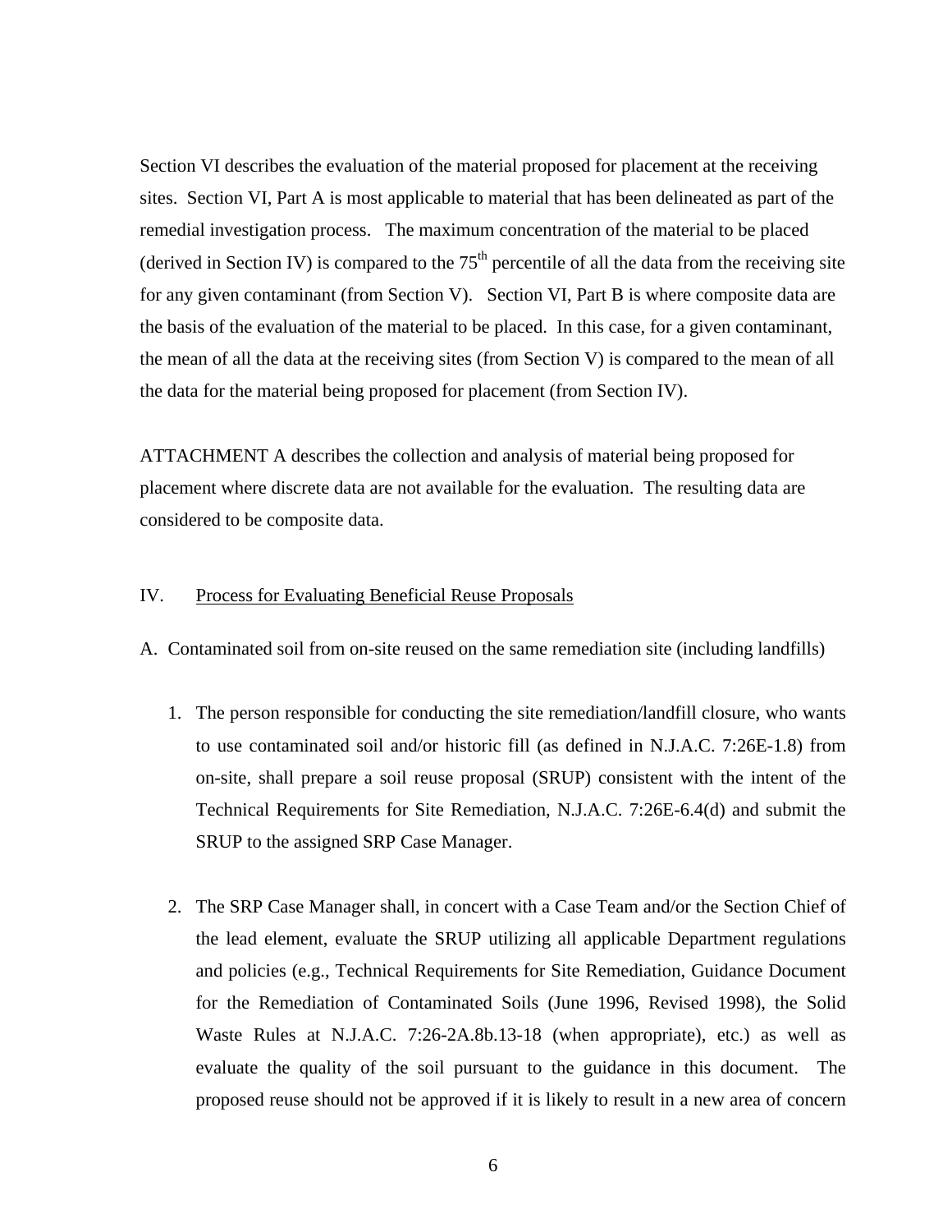Section VI describes the evaluation of the material proposed for placement at the receiving sites. Section VI, Part A is most applicable to material that has been delineated as part of the remedial investigation process. The maximum concentration of the material to be placed (derived in Section IV) is compared to the $75^{th}$ percentile of all the data from the receiving site for any given contaminant (from Section V). Section VI, Part B is where composite data are the basis of the evaluation of the material to be placed. In this case, for a given contaminant, the mean of all the data at the receiving sites (from Section V) is compared to the mean of all the data for the material being proposed for placement (from Section IV).

ATTACHMENT A describes the collection and analysis of material being proposed for placement where discrete data are not available for the evaluation. The resulting data are considered to be composite data.

## IV. Process for Evaluating Beneficial Reuse Proposals

A. Contaminated soil from on-site reused on the same remediation site (including landfills)

1. The person responsible for conducting the site remediation/landfill closure, who wants to use contaminated soil and/or historic fill (as defined in N.J.A.C. 7:26E-1.8) from on-site, shall prepare a soil reuse proposal (SRUP) consistent with the intent of the Technical Requirements for Site Remediation, N.J.A.C. 7:26E-6.4(d) and submit the SRUP to the assigned SRP Case Manager.

2. The SRP Case Manager shall, in concert with a Case Team and/or the Section Chief of the lead element, evaluate the SRUP utilizing all applicable Department regulations and policies (e.g., Technical Requirements for Site Remediation, Guidance Document for the Remediation of Contaminated Soils (June 1996, Revised 1998), the Solid Waste Rules at N.J.A.C. 7:26-2A.8b.13-18 (when appropriate), etc.) as well as evaluate the quality of the soil pursuant to the guidance in this document. The proposed reuse should not be approved if it is likely to result in a new area of concern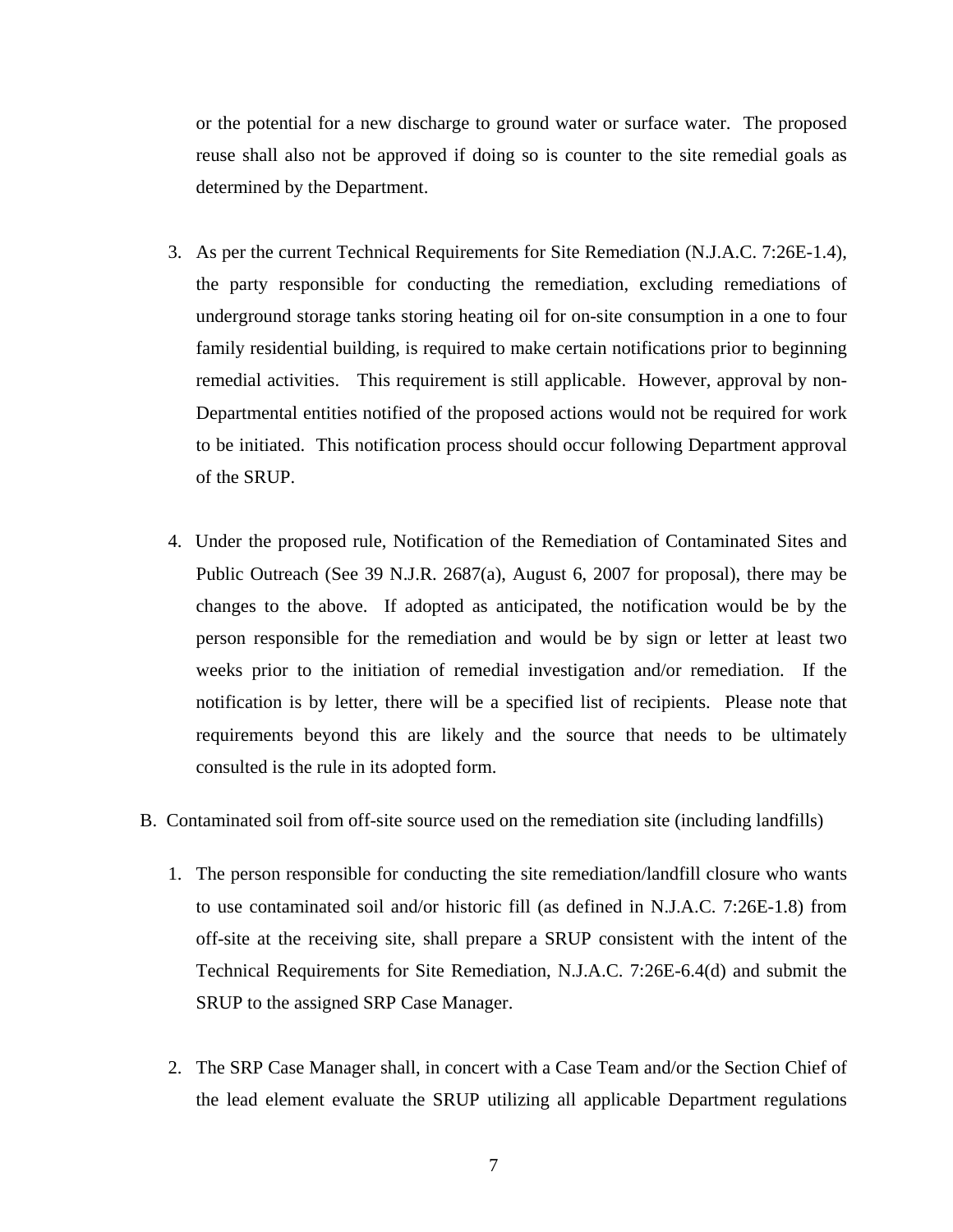or the potential for a new discharge to ground water or surface water. The proposed reuse shall also not be approved if doing so is counter to the site remedial goals as determined by the Department.

3. As per the current Technical Requirements for Site Remediation (N.J.A.C. 7:26E-1.4), the party responsible for conducting the remediation, excluding remediations of underground storage tanks storing heating oil for on-site consumption in a one to four family residential building, is required to make certain notifications prior to beginning remedial activities. This requirement is still applicable. However, approval by non-Departmental entities notified of the proposed actions would not be required for work to be initiated. This notification process should occur following Department approval of the SRUP.

4. Under the proposed rule, Notification of the Remediation of Contaminated Sites and Public Outreach (See 39 N.J.R. 2687(a), August 6, 2007 for proposal), there may be changes to the above. If adopted as anticipated, the notification would be by the person responsible for the remediation and would be by sign or letter at least two weeks prior to the initiation of remedial investigation and/or remediation. If the notification is by letter, there will be a specified list of recipients. Please note that requirements beyond this are likely and the source that needs to be ultimately consulted is the rule in its adopted form.

B. Contaminated soil from off-site source used on the remediation site (including landfills)

1. The person responsible for conducting the site remediation/landfill closure who wants to use contaminated soil and/or historic fill (as defined in N.J.A.C. 7:26E-1.8) from off-site at the receiving site, shall prepare a SRUP consistent with the intent of the Technical Requirements for Site Remediation, N.J.A.C. 7:26E-6.4(d) and submit the SRUP to the assigned SRP Case Manager.

2. The SRP Case Manager shall, in concert with a Case Team and/or the Section Chief of the lead element evaluate the SRUP utilizing all applicable Department regulations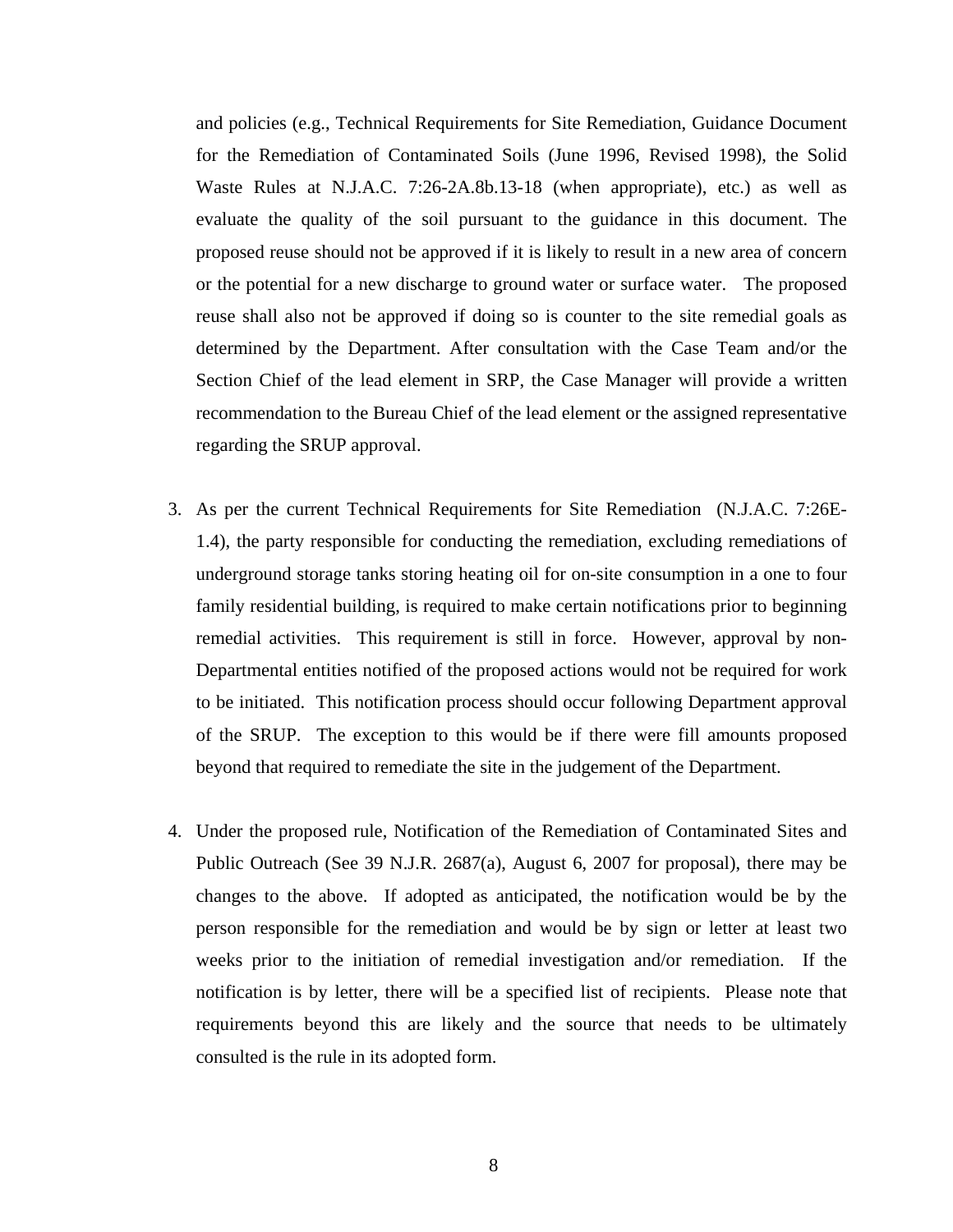and policies (e.g., Technical Requirements for Site Remediation, Guidance Document for the Remediation of Contaminated Soils (June 1996, Revised 1998), the Solid Waste Rules at N.J.A.C. 7:26-2A.8b.13-18 (when appropriate), etc.) as well as evaluate the quality of the soil pursuant to the guidance in this document. The proposed reuse should not be approved if it is likely to result in a new area of concern or the potential for a new discharge to ground water or surface water. The proposed reuse shall also not be approved if doing so is counter to the site remedial goals as determined by the Department. After consultation with the Case Team and/or the Section Chief of the lead element in SRP, the Case Manager will provide a written recommendation to the Bureau Chief of the lead element or the assigned representative regarding the SRUP approval.

3. As per the current Technical Requirements for Site Remediation (N.J.A.C. 7:26E-1.4), the party responsible for conducting the remediation, excluding remediations of underground storage tanks storing heating oil for on-site consumption in a one to four family residential building, is required to make certain notifications prior to beginning remedial activities. This requirement is still in force. However, approval by non-Departmental entities notified of the proposed actions would not be required for work to be initiated. This notification process should occur following Department approval of the SRUP. The exception to this would be if there were fill amounts proposed beyond that required to remediate the site in the judgement of the Department.

4. Under the proposed rule, Notification of the Remediation of Contaminated Sites and Public Outreach (See 39 N.J.R. 2687(a), August 6, 2007 for proposal), there may be changes to the above. If adopted as anticipated, the notification would be by the person responsible for the remediation and would be by sign or letter at least two weeks prior to the initiation of remedial investigation and/or remediation. If the notification is by letter, there will be a specified list of recipients. Please note that requirements beyond this are likely and the source that needs to be ultimately consulted is the rule in its adopted form.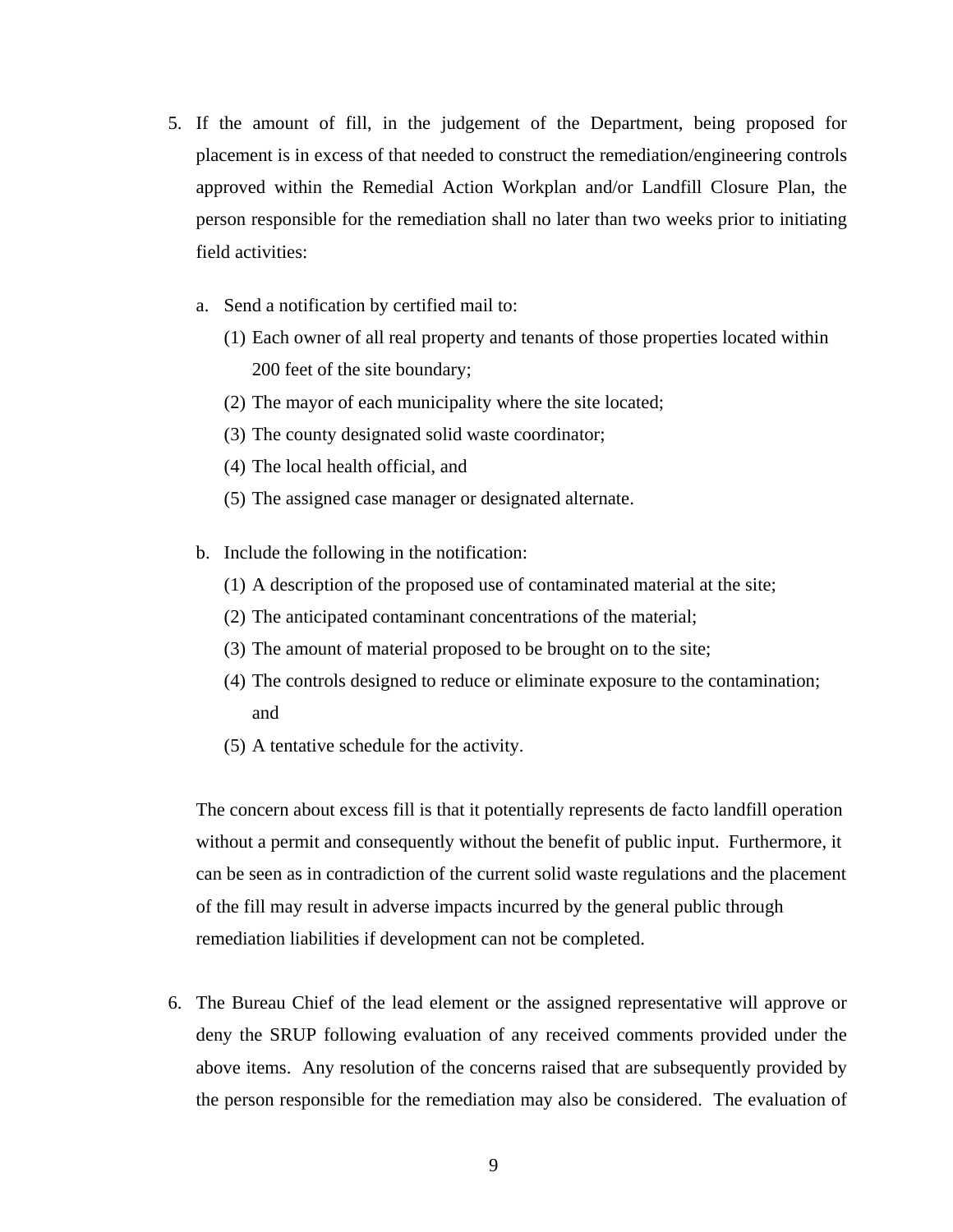5. If the amount of fill, in the judgement of the Department, being proposed for placement is in excess of that needed to construct the remediation/engineering controls approved within the Remedial Action Workplan and/or Landfill Closure Plan, the person responsible for the remediation shall no later than two weeks prior to initiating field activities:

   a. Send a notification by certified mail to:
      (1) Each owner of all real property and tenants of those properties located within 200 feet of the site boundary;
      (2) The mayor of each municipality where the site located;
      (3) The county designated solid waste coordinator;
      (4) The local health official, and
      (5) The assigned case manager or designated alternate.

   b. Include the following in the notification:
      (1) A description of the proposed use of contaminated material at the site;
      (2) The anticipated contaminant concentrations of the material;
      (3) The amount of material proposed to be brought on to the site;
      (4) The controls designed to reduce or eliminate exposure to the contamination; and
      (5) A tentative schedule for the activity.

   The concern about excess fill is that it potentially represents de facto landfill operation without a permit and consequently without the benefit of public input. Furthermore, it can be seen as in contradiction of the current solid waste regulations and the placement of the fill may result in adverse impacts incurred by the general public through remediation liabilities if development can not be completed.

6. The Bureau Chief of the lead element or the assigned representative will approve or deny the SRUP following evaluation of any received comments provided under the above items. Any resolution of the concerns raised that are subsequently provided by the person responsible for the remediation may also be considered. The evaluation of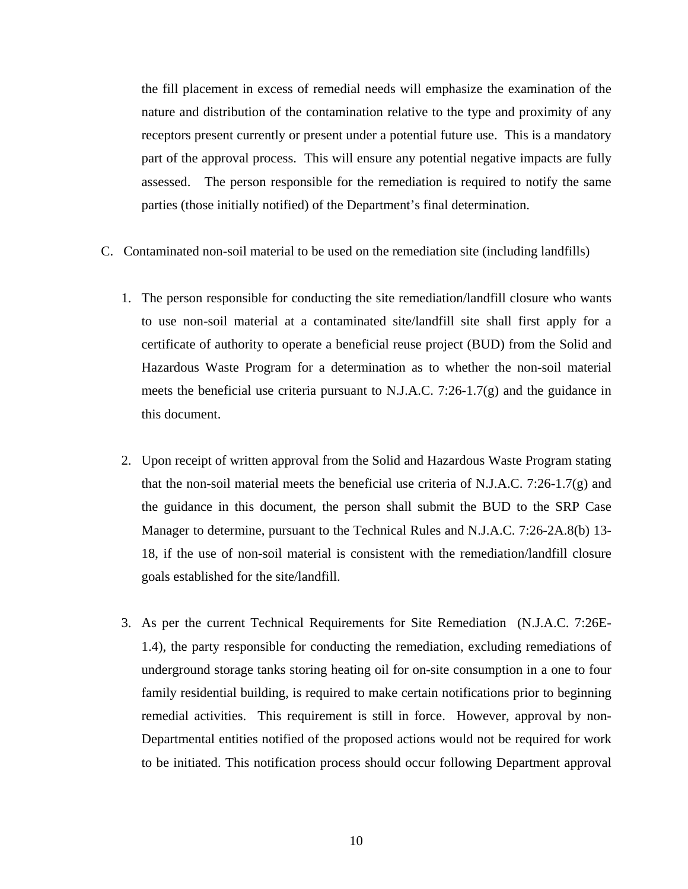the fill placement in excess of remedial needs will emphasize the examination of the nature and distribution of the contamination relative to the type and proximity of any receptors present currently or present under a potential future use. This is a mandatory part of the approval process. This will ensure any potential negative impacts are fully assessed. The person responsible for the remediation is required to notify the same parties (those initially notified) of the Department's final determination.

C. Contaminated non-soil material to be used on the remediation site (including landfills)

1. The person responsible for conducting the site remediation/landfill closure who wants to use non-soil material at a contaminated site/landfill site shall first apply for a certificate of authority to operate a beneficial reuse project (BUD) from the Solid and Hazardous Waste Program for a determination as to whether the non-soil material meets the beneficial use criteria pursuant to N.J.A.C. 7:26-1.7(g) and the guidance in this document.

2. Upon receipt of written approval from the Solid and Hazardous Waste Program stating that the non-soil material meets the beneficial use criteria of N.J.A.C. 7:26-1.7(g) and the guidance in this document, the person shall submit the BUD to the SRP Case Manager to determine, pursuant to the Technical Rules and N.J.A.C. 7:26-2A.8(b) 13-18, if the use of non-soil material is consistent with the remediation/landfill closure goals established for the site/landfill.

3. As per the current Technical Requirements for Site Remediation (N.J.A.C. 7:26E-1.4), the party responsible for conducting the remediation, excluding remediations of underground storage tanks storing heating oil for on-site consumption in a one to four family residential building, is required to make certain notifications prior to beginning remedial activities. This requirement is still in force. However, approval by non-Departmental entities notified of the proposed actions would not be required for work to be initiated. This notification process should occur following Department approval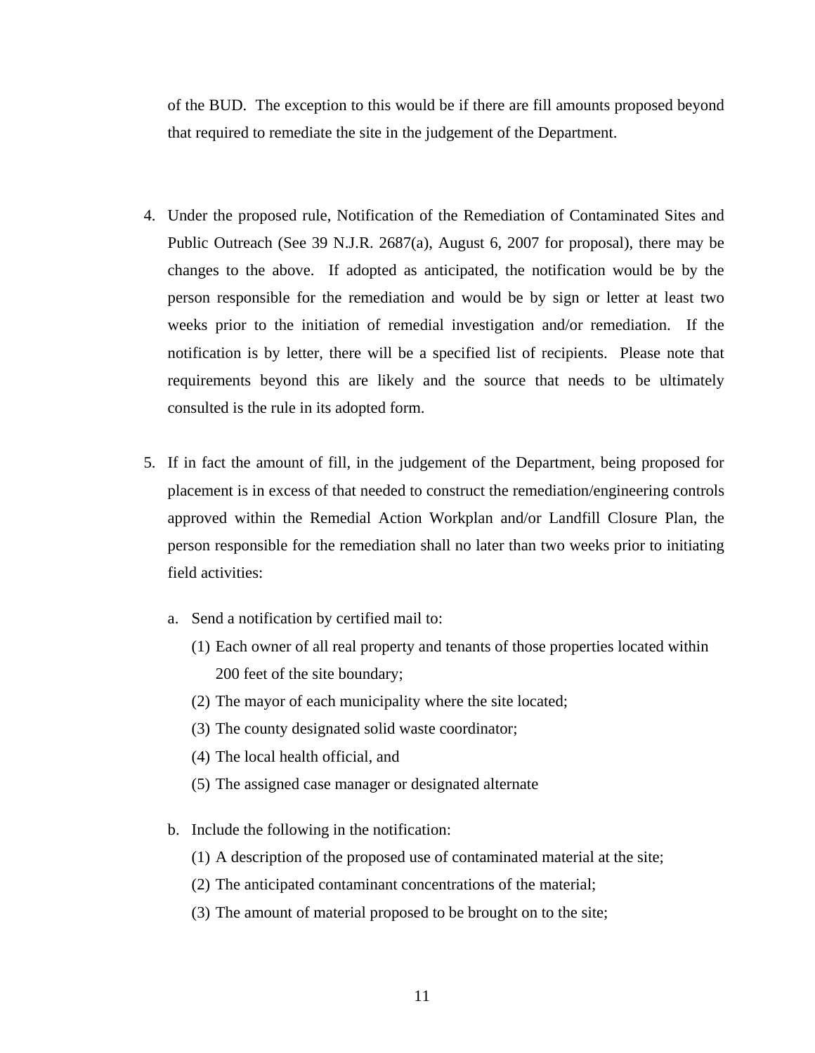of the BUD. The exception to this would be if there are fill amounts proposed beyond that required to remediate the site in the judgement of the Department.

4. Under the proposed rule, Notification of the Remediation of Contaminated Sites and Public Outreach (See 39 N.J.R. 2687(a), August 6, 2007 for proposal), there may be changes to the above. If adopted as anticipated, the notification would be by the person responsible for the remediation and would be by sign or letter at least two weeks prior to the initiation of remedial investigation and/or remediation. If the notification is by letter, there will be a specified list of recipients. Please note that requirements beyond this are likely and the source that needs to be ultimately consulted is the rule in its adopted form.

5. If in fact the amount of fill, in the judgement of the Department, being proposed for placement is in excess of that needed to construct the remediation/engineering controls approved within the Remedial Action Workplan and/or Landfill Closure Plan, the person responsible for the remediation shall no later than two weeks prior to initiating field activities:

   a. Send a notification by certified mail to:
      (1) Each owner of all real property and tenants of those properties located within 200 feet of the site boundary;
      (2) The mayor of each municipality where the site located;
      (3) The county designated solid waste coordinator;
      (4) The local health official, and
      (5) The assigned case manager or designated alternate

   b. Include the following in the notification:
      (1) A description of the proposed use of contaminated material at the site;
      (2) The anticipated contaminant concentrations of the material;
      (3) The amount of material proposed to be brought on to the site;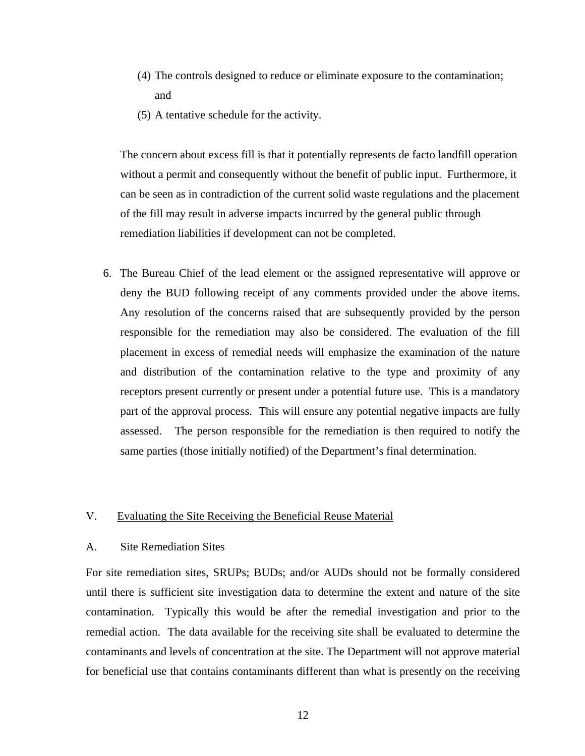(4) The controls designed to reduce or eliminate exposure to the contamination; and

(5) A tentative schedule for the activity.

The concern about excess fill is that it potentially represents de facto landfill operation without a permit and consequently without the benefit of public input. Furthermore, it can be seen as in contradiction of the current solid waste regulations and the placement of the fill may result in adverse impacts incurred by the general public through remediation liabilities if development can not be completed.

6. The Bureau Chief of the lead element or the assigned representative will approve or deny the BUD following receipt of any comments provided under the above items. Any resolution of the concerns raised that are subsequently provided by the person responsible for the remediation may also be considered. The evaluation of the fill placement in excess of remedial needs will emphasize the examination of the nature and distribution of the contamination relative to the type and proximity of any receptors present currently or present under a potential future use. This is a mandatory part of the approval process. This will ensure any potential negative impacts are fully assessed. The person responsible for the remediation is then required to notify the same parties (those initially notified) of the Department's final determination.

## V. <u>Evaluating the Site Receiving the Beneficial Reuse Material</u>

### A. Site Remediation Sites

For site remediation sites, SRUPs; BUDs; and/or AUDs should not be formally considered until there is sufficient site investigation data to determine the extent and nature of the site contamination. Typically this would be after the remedial investigation and prior to the remedial action. The data available for the receiving site shall be evaluated to determine the contaminants and levels of concentration at the site. The Department will not approve material for beneficial use that contains contaminants different than what is presently on the receiving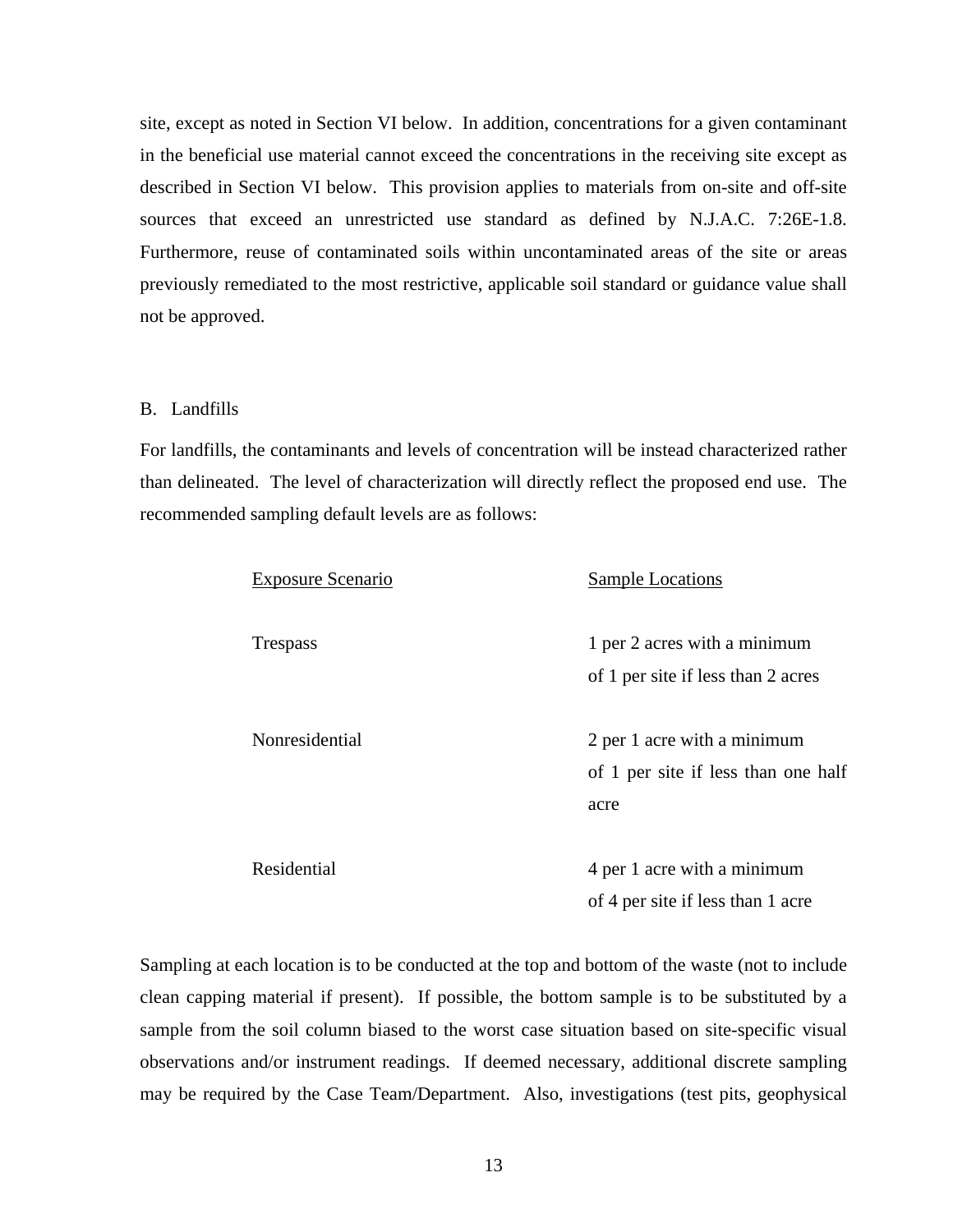site, except as noted in Section VI below. In addition, concentrations for a given contaminant in the beneficial use material cannot exceed the concentrations in the receiving site except as described in Section VI below. This provision applies to materials from on-site and off-site sources that exceed an unrestricted use standard as defined by N.J.A.C. 7:26E-1.8. Furthermore, reuse of contaminated soils within uncontaminated areas of the site or areas previously remediated to the most restrictive, applicable soil standard or guidance value shall not be approved.

B. Landfills

For landfills, the contaminants and levels of concentration will be instead characterized rather than delineated. The level of characterization will directly reflect the proposed end use. The recommended sampling default levels are as follows:

| Exposure Scenario | Sample Locations |
|---|---|
| Trespass | 1 per 2 acres with a minimum of 1 per site if less than 2 acres |
| Nonresidential | 2 per 1 acre with a minimum of 1 per site if less than one half acre |
| Residential | 4 per 1 acre with a minimum of 4 per site if less than 1 acre |

Sampling at each location is to be conducted at the top and bottom of the waste (not to include clean capping material if present). If possible, the bottom sample is to be substituted by a sample from the soil column biased to the worst case situation based on site-specific visual observations and/or instrument readings. If deemed necessary, additional discrete sampling may be required by the Case Team/Department. Also, investigations (test pits, geophysical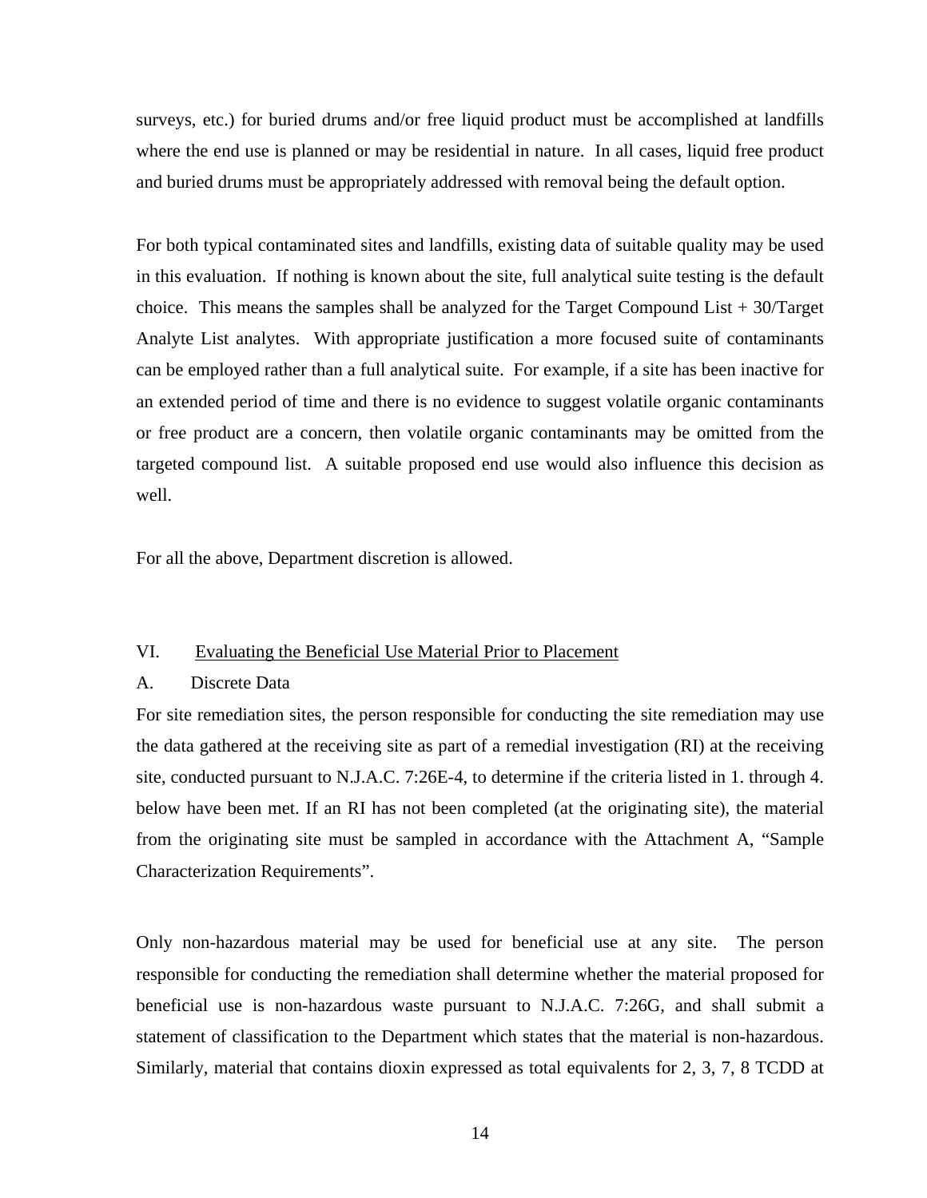surveys, etc.) for buried drums and/or free liquid product must be accomplished at landfills where the end use is planned or may be residential in nature. In all cases, liquid free product and buried drums must be appropriately addressed with removal being the default option.

For both typical contaminated sites and landfills, existing data of suitable quality may be used in this evaluation. If nothing is known about the site, full analytical suite testing is the default choice. This means the samples shall be analyzed for the Target Compound List + 30/Target Analyte List analytes. With appropriate justification a more focused suite of contaminants can be employed rather than a full analytical suite. For example, if a site has been inactive for an extended period of time and there is no evidence to suggest volatile organic contaminants or free product are a concern, then volatile organic contaminants may be omitted from the targeted compound list. A suitable proposed end use would also influence this decision as well.

For all the above, Department discretion is allowed.

## VI. Evaluating the Beneficial Use Material Prior to Placement

### A. Discrete Data

For site remediation sites, the person responsible for conducting the site remediation may use the data gathered at the receiving site as part of a remedial investigation (RI) at the receiving site, conducted pursuant to N.J.A.C. 7:26E-4, to determine if the criteria listed in 1. through 4. below have been met. If an RI has not been completed (at the originating site), the material from the originating site must be sampled in accordance with the Attachment A, "Sample Characterization Requirements".

Only non-hazardous material may be used for beneficial use at any site. The person responsible for conducting the remediation shall determine whether the material proposed for beneficial use is non-hazardous waste pursuant to N.J.A.C. 7:26G, and shall submit a statement of classification to the Department which states that the material is non-hazardous. Similarly, material that contains dioxin expressed as total equivalents for 2, 3, 7, 8 TCDD at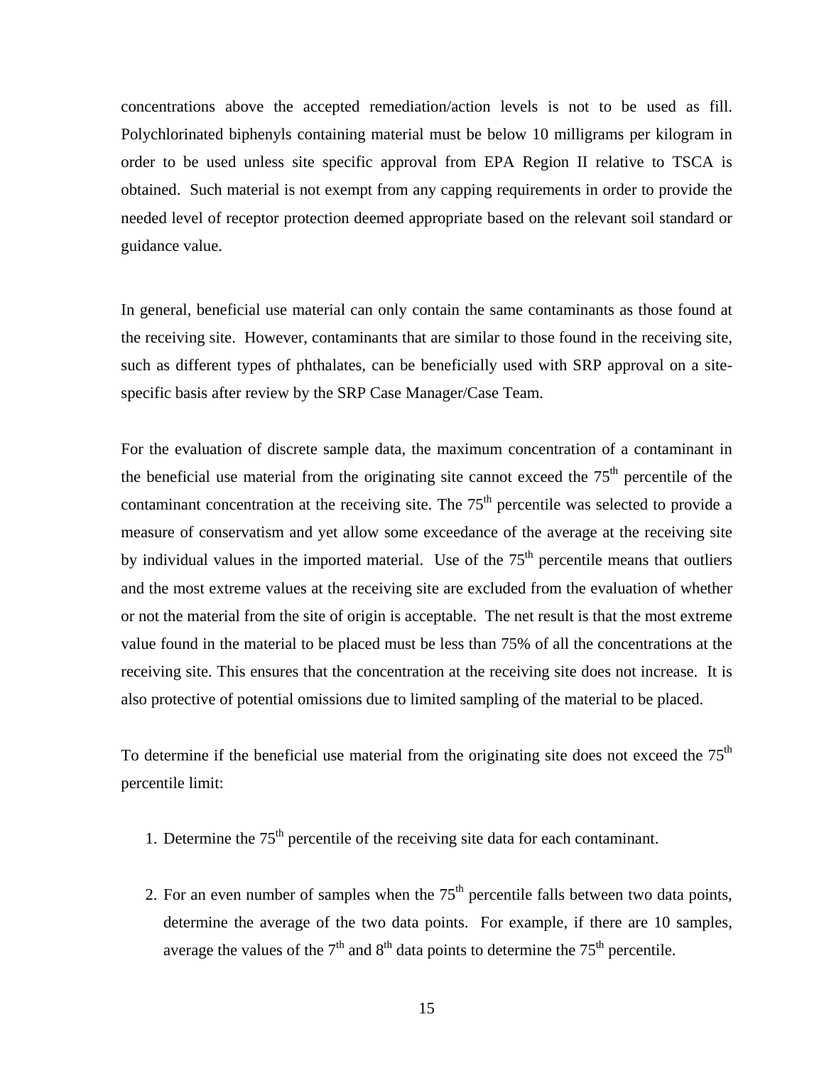concentrations above the accepted remediation/action levels is not to be used as fill. Polychlorinated biphenyls containing material must be below 10 milligrams per kilogram in order to be used unless site specific approval from EPA Region II relative to TSCA is obtained. Such material is not exempt from any capping requirements in order to provide the needed level of receptor protection deemed appropriate based on the relevant soil standard or guidance value.

In general, beneficial use material can only contain the same contaminants as those found at the receiving site. However, contaminants that are similar to those found in the receiving site, such as different types of phthalates, can be beneficially used with SRP approval on a site-specific basis after review by the SRP Case Manager/Case Team.

For the evaluation of discrete sample data, the maximum concentration of a contaminant in the beneficial use material from the originating site cannot exceed the 75$^{th}$ percentile of the contaminant concentration at the receiving site. The 75$^{th}$ percentile was selected to provide a measure of conservatism and yet allow some exceedance of the average at the receiving site by individual values in the imported material. Use of the 75$^{th}$ percentile means that outliers and the most extreme values at the receiving site are excluded from the evaluation of whether or not the material from the site of origin is acceptable. The net result is that the most extreme value found in the material to be placed must be less than 75% of all the concentrations at the receiving site. This ensures that the concentration at the receiving site does not increase. It is also protective of potential omissions due to limited sampling of the material to be placed.

To determine if the beneficial use material from the originating site does not exceed the 75$^{th}$ percentile limit:

1. Determine the 75$^{th}$ percentile of the receiving site data for each contaminant.

2. For an even number of samples when the 75$^{th}$ percentile falls between two data points, determine the average of the two data points. For example, if there are 10 samples, average the values of the 7$^{th}$ and 8$^{th}$ data points to determine the 75$^{th}$ percentile.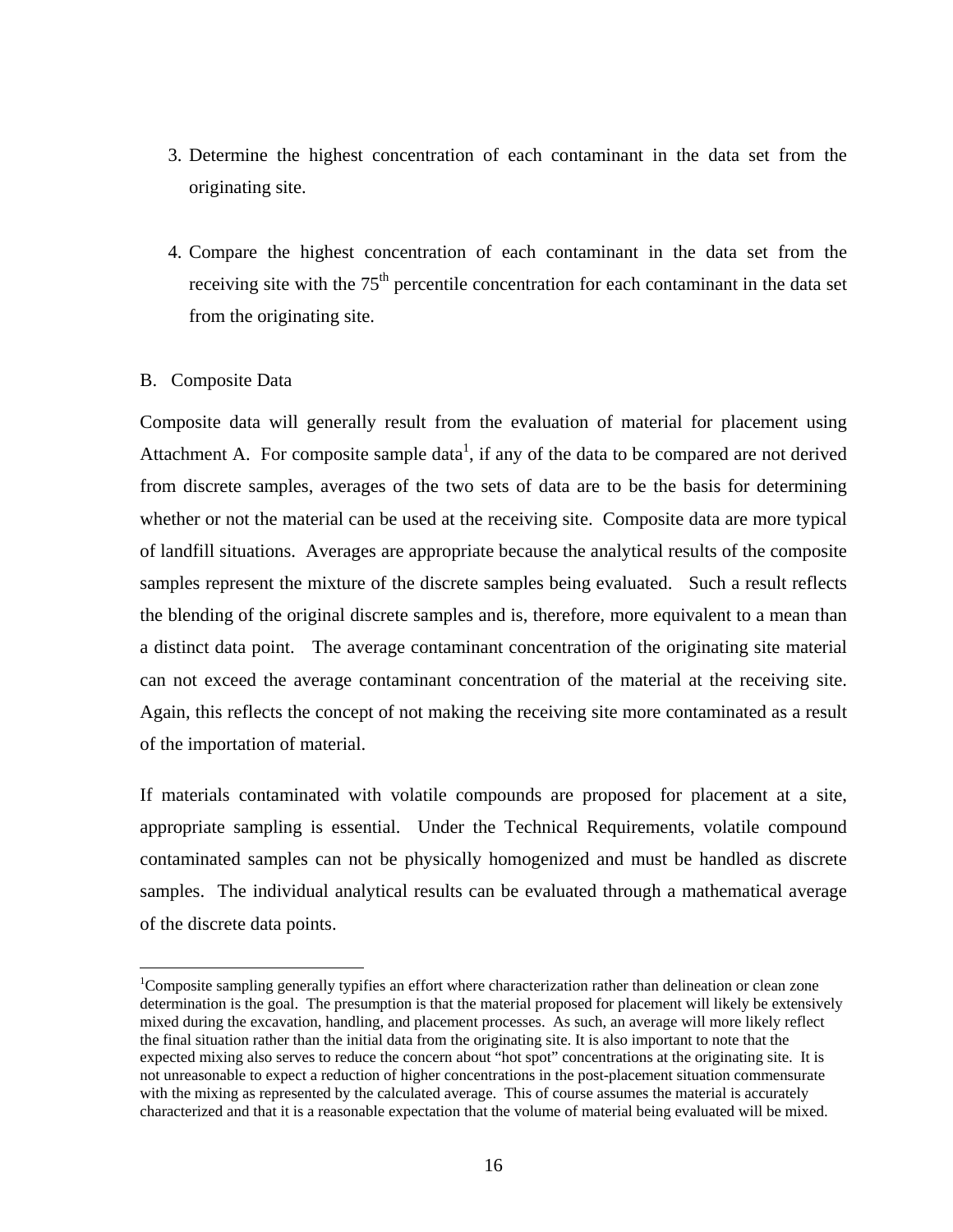3. Determine the highest concentration of each contaminant in the data set from the originating site.

4. Compare the highest concentration of each contaminant in the data set from the receiving site with the $75^{th}$ percentile concentration for each contaminant in the data set from the originating site.

B. Composite Data

Composite data will generally result from the evaluation of material for placement using Attachment A. For composite sample data[1], if any of the data to be compared are not derived from discrete samples, averages of the two sets of data are to be the basis for determining whether or not the material can be used at the receiving site. Composite data are more typical of landfill situations. Averages are appropriate because the analytical results of the composite samples represent the mixture of the discrete samples being evaluated. Such a result reflects the blending of the original discrete samples and is, therefore, more equivalent to a mean than a distinct data point. The average contaminant concentration of the originating site material can not exceed the average contaminant concentration of the material at the receiving site. Again, this reflects the concept of not making the receiving site more contaminated as a result of the importation of material.

If materials contaminated with volatile compounds are proposed for placement at a site, appropriate sampling is essential. Under the Technical Requirements, volatile compound contaminated samples can not be physically homogenized and must be handled as discrete samples. The individual analytical results can be evaluated through a mathematical average of the discrete data points.

---

[1]Composite sampling generally typifies an effort where characterization rather than delineation or clean zone determination is the goal. The presumption is that the material proposed for placement will likely be extensively mixed during the excavation, handling, and placement processes. As such, an average will more likely reflect the final situation rather than the initial data from the originating site. It is also important to note that the expected mixing also serves to reduce the concern about "hot spot" concentrations at the originating site. It is not unreasonable to expect a reduction of higher concentrations in the post-placement situation commensurate with the mixing as represented by the calculated average. This of course assumes the material is accurately characterized and that it is a reasonable expectation that the volume of material being evaluated will be mixed.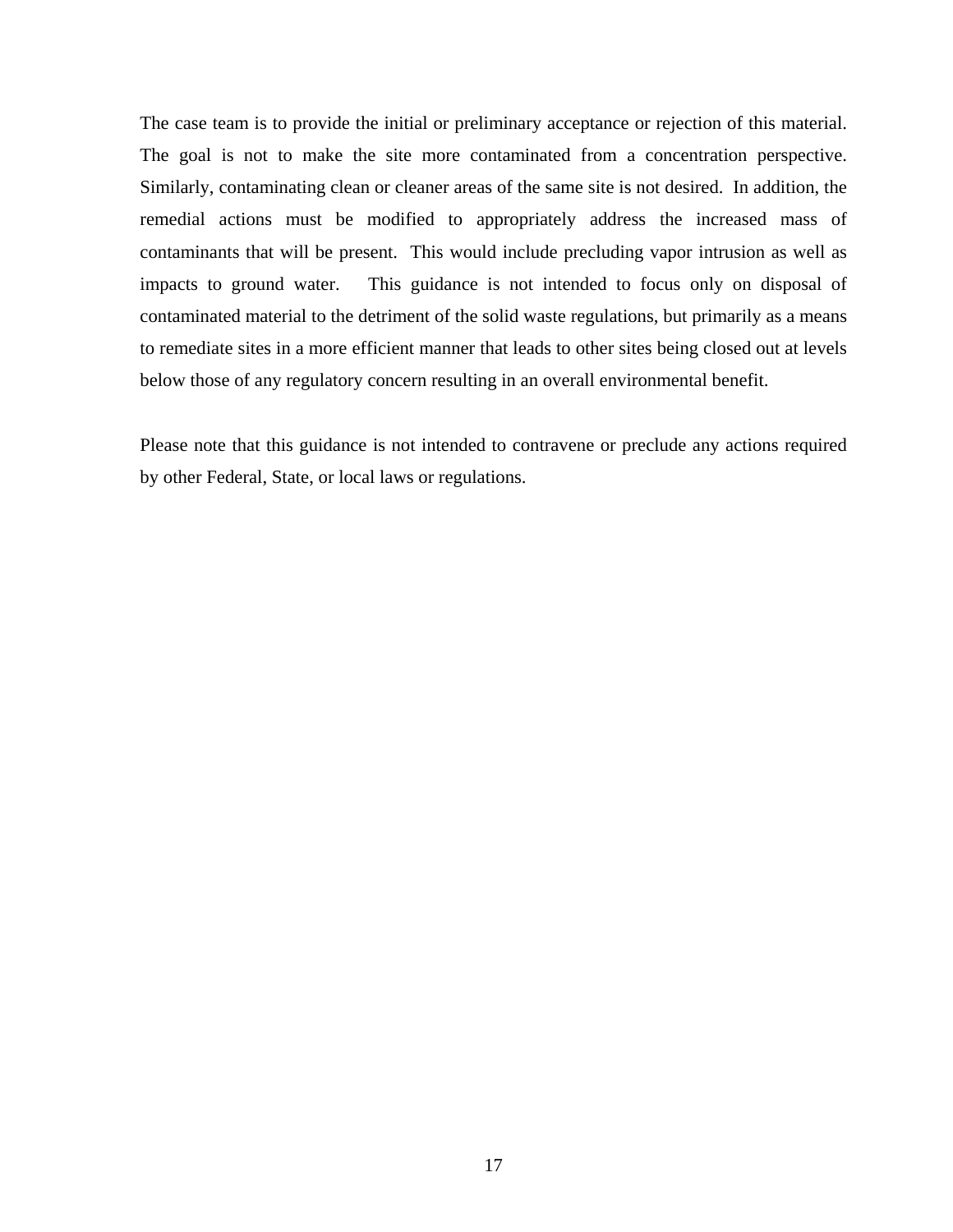The case team is to provide the initial or preliminary acceptance or rejection of this material. The goal is not to make the site more contaminated from a concentration perspective. Similarly, contaminating clean or cleaner areas of the same site is not desired. In addition, the remedial actions must be modified to appropriately address the increased mass of contaminants that will be present. This would include precluding vapor intrusion as well as impacts to ground water. This guidance is not intended to focus only on disposal of contaminated material to the detriment of the solid waste regulations, but primarily as a means to remediate sites in a more efficient manner that leads to other sites being closed out at levels below those of any regulatory concern resulting in an overall environmental benefit.

Please note that this guidance is not intended to contravene or preclude any actions required by other Federal, State, or local laws or regulations.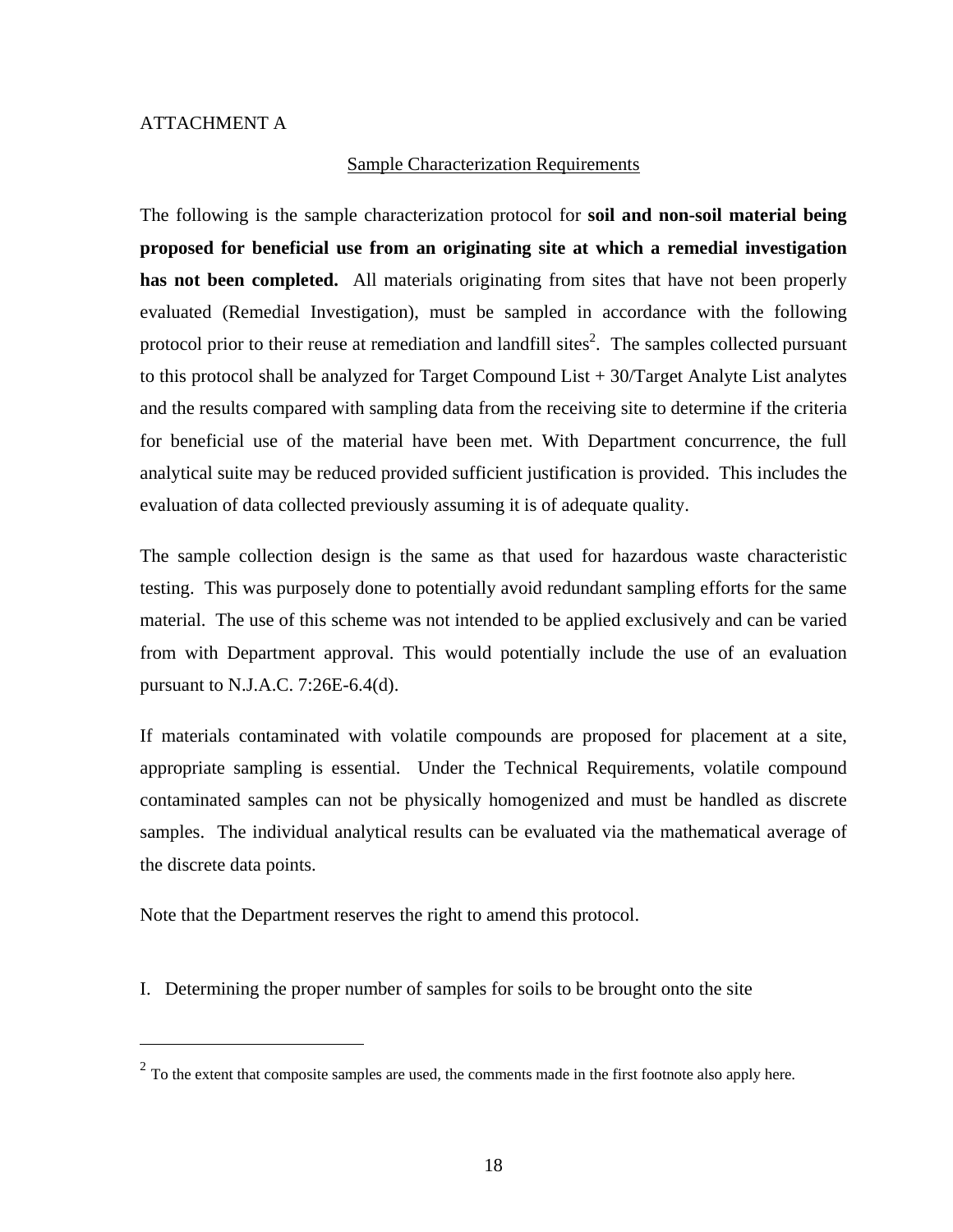ATTACHMENT A

Sample Characterization Requirements

The following is the sample characterization protocol for **soil and non-soil material being proposed for beneficial use from an originating site at which a remedial investigation has not been completed.** All materials originating from sites that have not been properly evaluated (Remedial Investigation), must be sampled in accordance with the following protocol prior to their reuse at remediation and landfill sites[2]. The samples collected pursuant to this protocol shall be analyzed for Target Compound List + 30/Target Analyte List analytes and the results compared with sampling data from the receiving site to determine if the criteria for beneficial use of the material have been met. With Department concurrence, the full analytical suite may be reduced provided sufficient justification is provided. This includes the evaluation of data collected previously assuming it is of adequate quality.

The sample collection design is the same as that used for hazardous waste characteristic testing. This was purposely done to potentially avoid redundant sampling efforts for the same material. The use of this scheme was not intended to be applied exclusively and can be varied from with Department approval. This would potentially include the use of an evaluation pursuant to N.J.A.C. 7:26E-6.4(d).

If materials contaminated with volatile compounds are proposed for placement at a site, appropriate sampling is essential. Under the Technical Requirements, volatile compound contaminated samples can not be physically homogenized and must be handled as discrete samples. The individual analytical results can be evaluated via the mathematical average of the discrete data points.

Note that the Department reserves the right to amend this protocol.

I. Determining the proper number of samples for soils to be brought onto the site

[2] To the extent that composite samples are used, the comments made in the first footnote also apply here.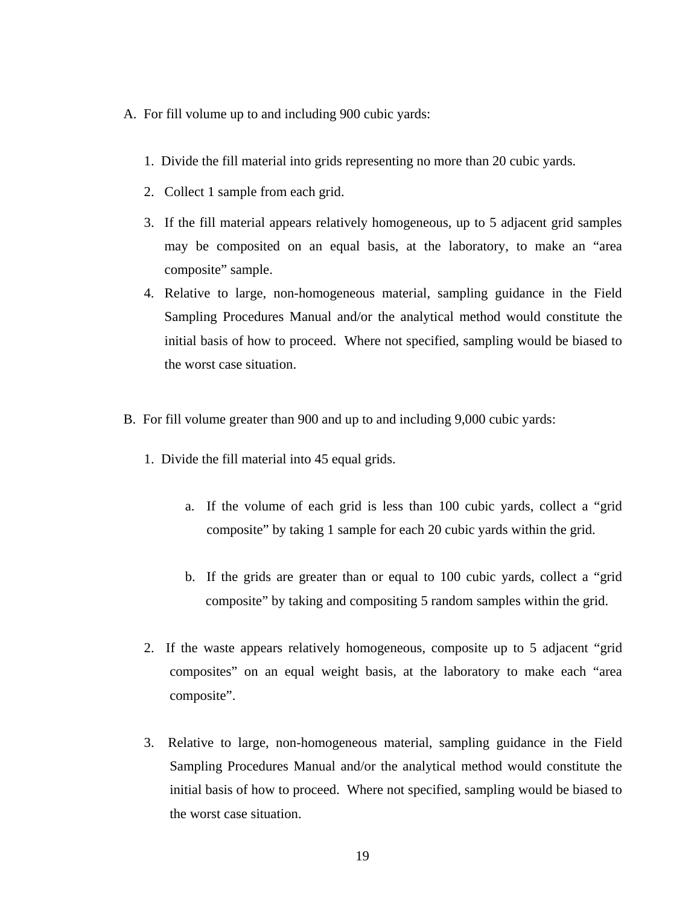A. For fill volume up to and including 900 cubic yards:

1. Divide the fill material into grids representing no more than 20 cubic yards.
2. Collect 1 sample from each grid.
3. If the fill material appears relatively homogeneous, up to 5 adjacent grid samples may be composited on an equal basis, at the laboratory, to make an "area composite" sample.
4. Relative to large, non-homogeneous material, sampling guidance in the Field Sampling Procedures Manual and/or the analytical method would constitute the initial basis of how to proceed. Where not specified, sampling would be biased to the worst case situation.

B. For fill volume greater than 900 and up to and including 9,000 cubic yards:

1. Divide the fill material into 45 equal grids.

   a. If the volume of each grid is less than 100 cubic yards, collect a "grid composite" by taking 1 sample for each 20 cubic yards within the grid.

   b. If the grids are greater than or equal to 100 cubic yards, collect a "grid composite" by taking and compositing 5 random samples within the grid.

2. If the waste appears relatively homogeneous, composite up to 5 adjacent "grid composites" on an equal weight basis, at the laboratory to make each "area composite".

3. Relative to large, non-homogeneous material, sampling guidance in the Field Sampling Procedures Manual and/or the analytical method would constitute the initial basis of how to proceed. Where not specified, sampling would be biased to the worst case situation.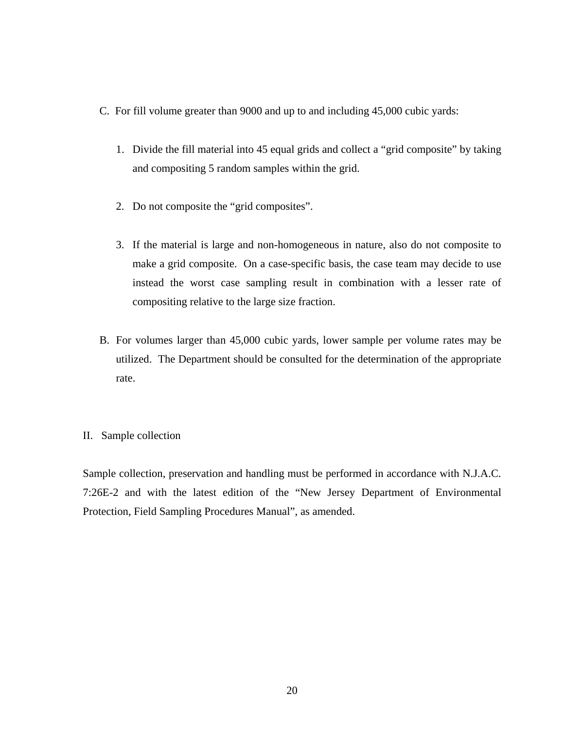C. For fill volume greater than 9000 and up to and including 45,000 cubic yards:

1. Divide the fill material into 45 equal grids and collect a "grid composite" by taking and compositing 5 random samples within the grid.

2. Do not composite the "grid composites".

3. If the material is large and non-homogeneous in nature, also do not composite to make a grid composite. On a case-specific basis, the case team may decide to use instead the worst case sampling result in combination with a lesser rate of compositing relative to the large size fraction.

B. For volumes larger than 45,000 cubic yards, lower sample per volume rates may be utilized. The Department should be consulted for the determination of the appropriate rate.

II. Sample collection

Sample collection, preservation and handling must be performed in accordance with N.J.A.C. 7:26E-2 and with the latest edition of the "New Jersey Department of Environmental Protection, Field Sampling Procedures Manual", as amended.